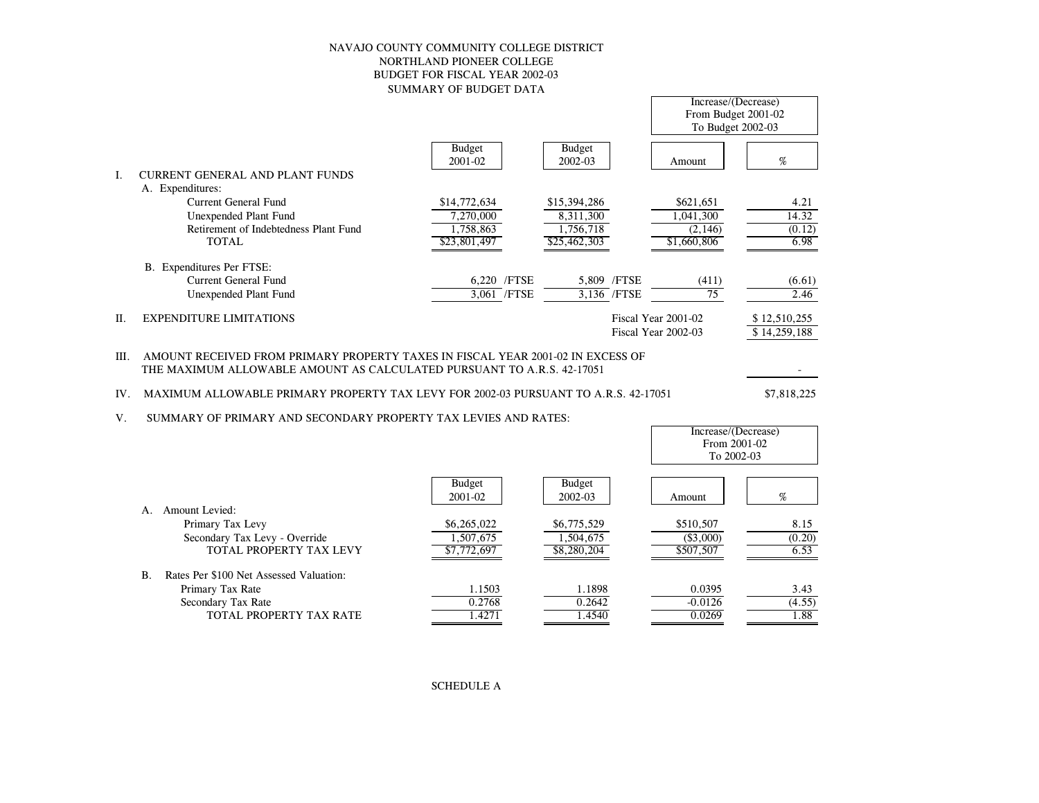NAVAJO COUNTY COMMUNITY COLLEGE DISTRICT
NORTHLAND PIONEER COLLEGE
BUDGET FOR FISCAL YEAR 2002-03
SUMMARY OF BUDGET DATA

| | Budget 2001-02 | Budget 2002-03 | Increase/(Decrease) From Budget 2001-02 To Budget 2002-03 Amount | % |
|---|---|---|---|---|
| **I. CURRENT GENERAL AND PLANT FUNDS** | | | | |
| A. Expenditures: | | | | |
| Current General Fund | $14,772,634 | $15,394,286 | $621,651 | 4.21 |
| Unexpended Plant Fund | 7,270,000 | 8,311,300 | 1,041,300 | 14.32 |
| Retirement of Indebtedness Plant Fund | 1,758,863 | 1,756,718 | (2,146) | (0.12) |
| TOTAL | $23,801,497 | $25,462,303 | $1,660,806 | 6.98 |
| B. Expenditures Per FTSE: | | | | |
| Current General Fund | 6,220 /FTSE | 5,809 /FTSE | (411) | (6.61) |
| Unexpended Plant Fund | 3,061 /FTSE | 3,136 /FTSE | 75 | 2.46 |

II. EXPENDITURE LIMITATIONS

| | |
|---|---|
| Fiscal Year 2001-02 | $ 12,510,255 |
| Fiscal Year 2002-03 | $ 14,259,188 |

III. AMOUNT RECEIVED FROM PRIMARY PROPERTY TAXES IN FISCAL YEAR 2001-02 IN EXCESS OF THE MAXIMUM ALLOWABLE AMOUNT AS CALCULATED PURSUANT TO A.R.S. 42-17051 — -

IV. MAXIMUM ALLOWABLE PRIMARY PROPERTY TAX LEVY FOR 2002-03 PURSUANT TO A.R.S. 42-17051 — $7,818,225

V. SUMMARY OF PRIMARY AND SECONDARY PROPERTY TAX LEVIES AND RATES:

| | Budget 2001-02 | Budget 2002-03 | Increase/(Decrease) From 2001-02 To 2002-03 Amount | % |
|---|---|---|---|---|
| A. Amount Levied: | | | | |
| Primary Tax Levy | $6,265,022 | $6,775,529 | $510,507 | 8.15 |
| Secondary Tax Levy - Override | 1,507,675 | 1,504,675 | ($3,000) | (0.20) |
| TOTAL PROPERTY TAX LEVY | $7,772,697 | $8,280,204 | $507,507 | 6.53 |
| B. Rates Per $100 Net Assessed Valuation: | | | | |
| Primary Tax Rate | 1.1503 | 1.1898 | 0.0395 | 3.43 |
| Secondary Tax Rate | 0.2768 | 0.2642 | -0.0126 | (4.55) |
| TOTAL PROPERTY TAX RATE | 1.4271 | 1.4540 | 0.0269 | 1.88 |

SCHEDULE A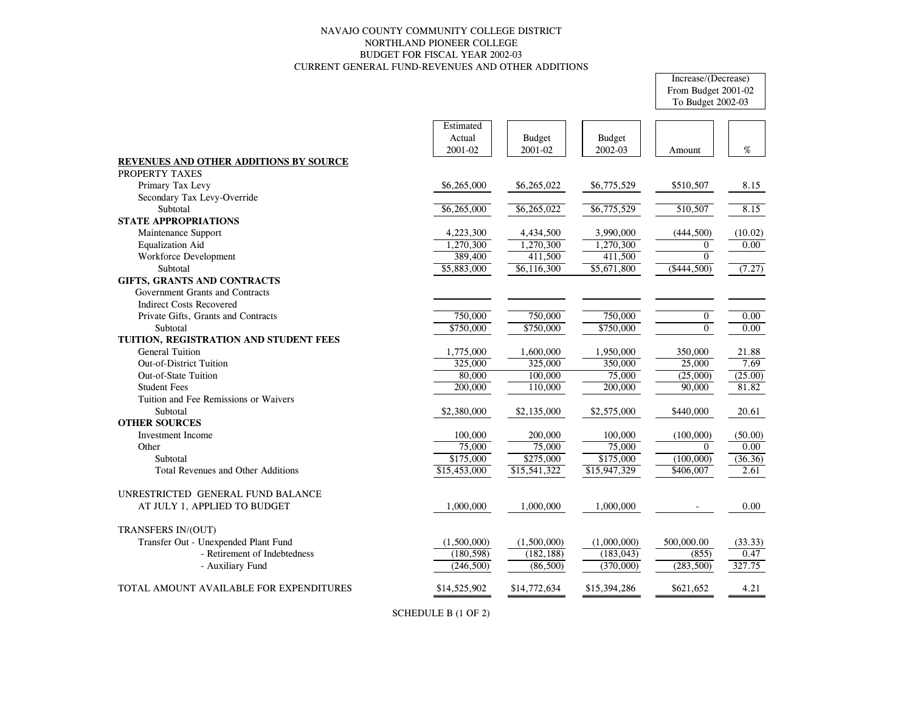NAVAJO COUNTY COMMUNITY COLLEGE DISTRICT
NORTHLAND PIONEER COLLEGE
BUDGET FOR FISCAL YEAR 2002-03
CURRENT GENERAL FUND-REVENUES AND OTHER ADDITIONS

| | Estimated Actual 2001-02 | Budget 2001-02 | Budget 2002-03 | Increase/(Decrease) From Budget 2001-02 To Budget 2002-03 Amount | % |
|---|---|---|---|---|---|
| **REVENUES AND OTHER ADDITIONS BY SOURCE** | | | | | |
| PROPERTY TAXES | | | | | |
| Primary Tax Levy | $6,265,000 | $6,265,022 | $6,775,529 | $510,507 | 8.15 |
| Secondary Tax Levy-Override | | | | | |
| Subtotal | $6,265,000 | $6,265,022 | $6,775,529 | 510,507 | 8.15 |
| **STATE APPROPRIATIONS** | | | | | |
| Maintenance Support | 4,223,300 | 4,434,500 | 3,990,000 | (444,500) | (10.02) |
| Equalization Aid | 1,270,300 | 1,270,300 | 1,270,300 | 0 | 0.00 |
| Workforce Development | 389,400 | 411,500 | 411,500 | 0 | |
| Subtotal | $5,883,000 | $6,116,300 | $5,671,800 | ($444,500) | (7.27) |
| **GIFTS, GRANTS AND CONTRACTS** | | | | | |
| Government Grants and Contracts | | | | | |
| Indirect Costs Recovered | | | | | |
| Private Gifts, Grants and Contracts | 750,000 | 750,000 | 750,000 | 0 | 0.00 |
| Subtotal | $750,000 | $750,000 | $750,000 | 0 | 0.00 |
| **TUITION, REGISTRATION AND STUDENT FEES** | | | | | |
| General Tuition | 1,775,000 | 1,600,000 | 1,950,000 | 350,000 | 21.88 |
| Out-of-District Tuition | 325,000 | 325,000 | 350,000 | 25,000 | 7.69 |
| Out-of-State Tuition | 80,000 | 100,000 | 75,000 | (25,000) | (25.00) |
| Student Fees | 200,000 | 110,000 | 200,000 | 90,000 | 81.82 |
| Tuition and Fee Remissions or Waivers | | | | | |
| Subtotal | $2,380,000 | $2,135,000 | $2,575,000 | $440,000 | 20.61 |
| **OTHER SOURCES** | | | | | |
| Investment Income | 100,000 | 200,000 | 100,000 | (100,000) | (50.00) |
| Other | 75,000 | 75,000 | 75,000 | 0 | 0.00 |
| Subtotal | $175,000 | $275,000 | $175,000 | (100,000) | (36.36) |
| Total Revenues and Other Additions | $15,453,000 | $15,541,322 | $15,947,329 | $406,007 | 2.61 |
| UNRESTRICTED GENERAL FUND BALANCE AT JULY 1, APPLIED TO BUDGET | 1,000,000 | 1,000,000 | 1,000,000 | - | 0.00 |
| TRANSFERS IN/(OUT) | | | | | |
| Transfer Out - Unexpended Plant Fund | (1,500,000) | (1,500,000) | (1,000,000) | 500,000.00 | (33.33) |
| - Retirement of Indebtedness | (180,598) | (182,188) | (183,043) | (855) | 0.47 |
| - Auxiliary Fund | (246,500) | (86,500) | (370,000) | (283,500) | 327.75 |
| TOTAL AMOUNT AVAILABLE FOR EXPENDITURES | $14,525,902 | $14,772,634 | $15,394,286 | $621,652 | 4.21 |

SCHEDULE B (1 OF 2)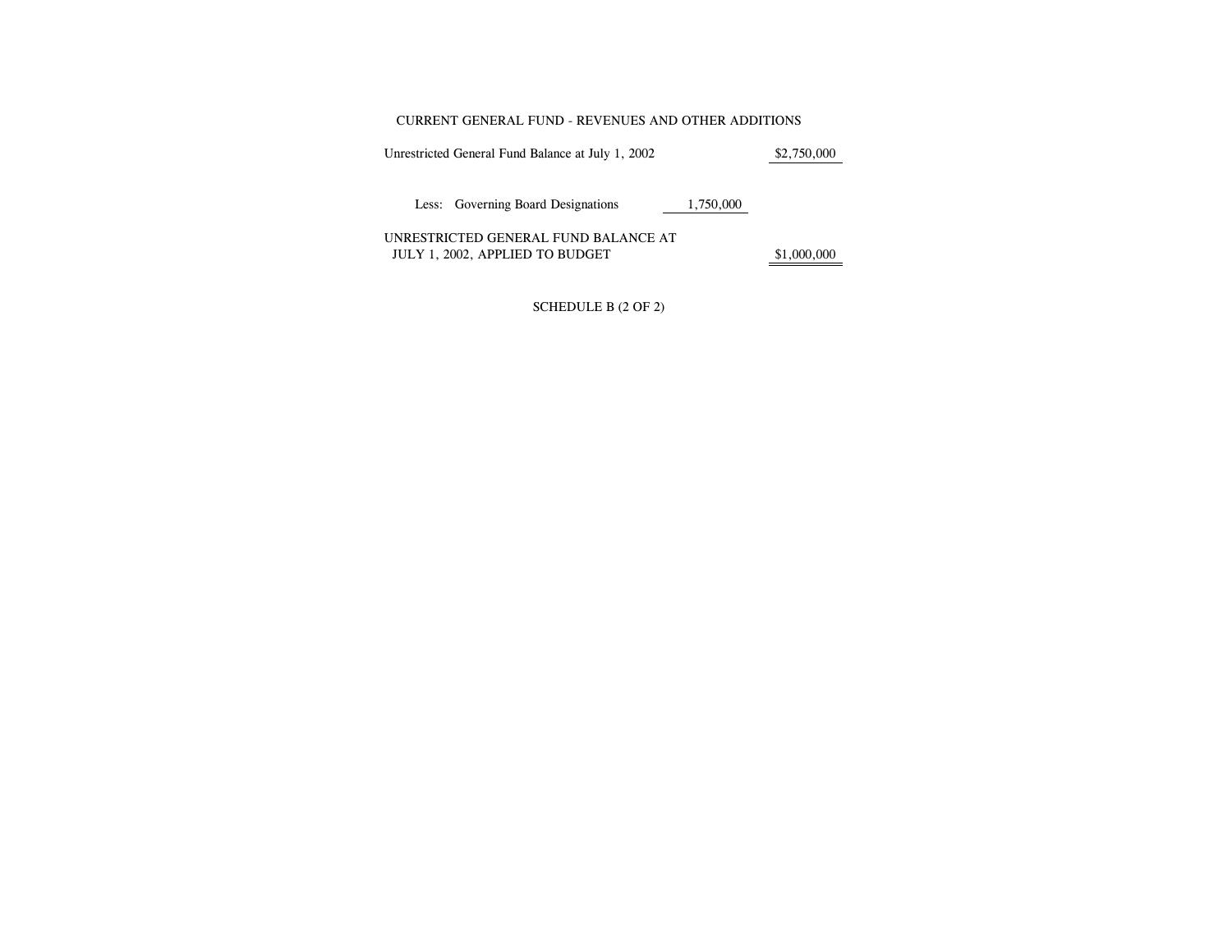# CURRENT GENERAL FUND - REVENUES AND OTHER ADDITIONS

| | | |
|---|---|---|
| Unrestricted General Fund Balance at July 1, 2002 | | $2,750,000 |
| Less: Governing Board Designations | 1,750,000 | |
| UNRESTRICTED GENERAL FUND BALANCE AT JULY 1, 2002, APPLIED TO BUDGET | | $1,000,000 |

SCHEDULE B (2 OF 2)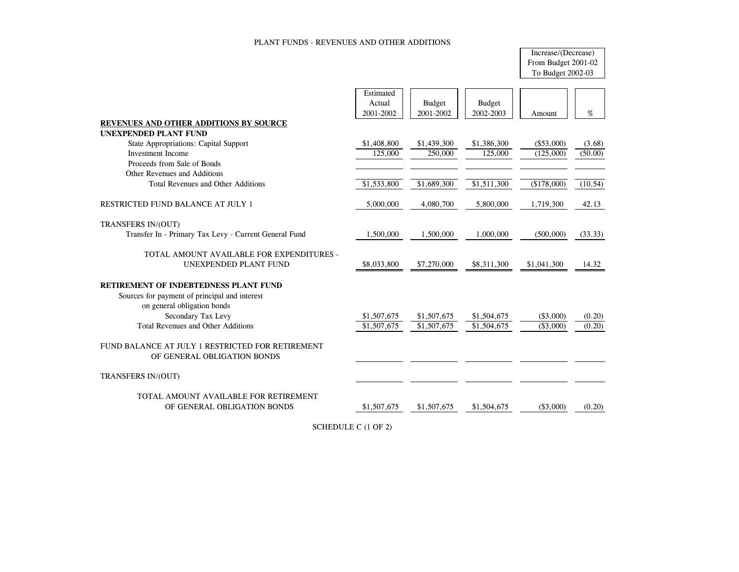# PLANT FUNDS - REVENUES AND OTHER ADDITIONS

| | Estimated Actual 2001-2002 | Budget 2001-2002 | Budget 2002-2003 | Increase/(Decrease) From Budget 2001-02 To Budget 2002-03 Amount | % |
|---|---|---|---|---|---|
| **REVENUES AND OTHER ADDITIONS BY SOURCE** | | | | | |
| **UNEXPENDED PLANT FUND** | | | | | |
| State Appropriations: Capital Support | $1,408,800 | $1,439,300 | $1,386,300 | ($53,000) | (3.68) |
| Investment Income | 125,000 | 250,000 | 125,000 | (125,000) | (50.00) |
| Proceeds from Sale of Bonds | | | | | |
| Other Revenues and Additions | | | | | |
| Total Revenues and Other Additions | $1,533,800 | $1,689,300 | $1,511,300 | ($178,000) | (10.54) |
| RESTRICTED FUND BALANCE AT JULY 1 | 5,000,000 | 4,080,700 | 5,800,000 | 1,719,300 | 42.13 |
| TRANSFERS IN/(OUT) | | | | | |
| Transfer In - Primary Tax Levy - Current General Fund | 1,500,000 | 1,500,000 | 1,000,000 | (500,000) | (33.33) |
| TOTAL AMOUNT AVAILABLE FOR EXPENDITURES - UNEXPENDED PLANT FUND | $8,033,800 | $7,270,000 | $8,311,300 | $1,041,300 | 14.32 |
| **RETIREMENT OF INDEBTEDNESS PLANT FUND** | | | | | |
| Sources for payment of principal and interest on general obligation bonds | | | | | |
| Secondary Tax Levy | $1,507,675 | $1,507,675 | $1,504,675 | ($3,000) | (0.20) |
| Total Revenues and Other Additions | $1,507,675 | $1,507,675 | $1,504,675 | ($3,000) | (0.20) |
| FUND BALANCE AT JULY 1 RESTRICTED FOR RETIREMENT OF GENERAL OBLIGATION BONDS | | | | | |
| TRANSFERS IN/(OUT) | | | | | |
| TOTAL AMOUNT AVAILABLE FOR RETIREMENT OF GENERAL OBLIGATION BONDS | $1,507,675 | $1,507,675 | $1,504,675 | ($3,000) | (0.20) |

SCHEDULE C (1 OF 2)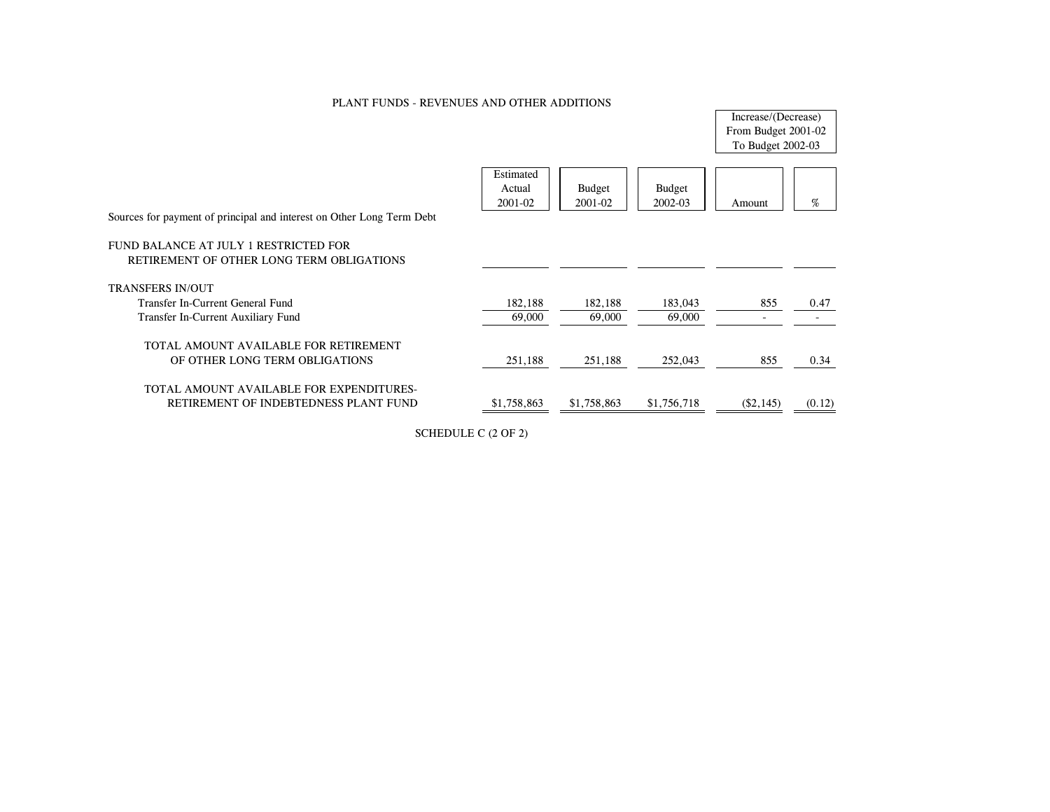PLANT FUNDS - REVENUES AND OTHER ADDITIONS

| | Estimated Actual 2001-02 | Budget 2001-02 | Budget 2002-03 | Increase/(Decrease) From Budget 2001-02 To Budget 2002-03 Amount | % |
|---|---|---|---|---|---|
| Sources for payment of principal and interest on Other Long Term Debt | | | | | |
| FUND BALANCE AT JULY 1 RESTRICTED FOR RETIREMENT OF OTHER LONG TERM OBLIGATIONS | | | | | |
| TRANSFERS IN/OUT | | | | | |
| Transfer In-Current General Fund | 182,188 | 182,188 | 183,043 | 855 | 0.47 |
| Transfer In-Current Auxiliary Fund | 69,000 | 69,000 | 69,000 | - | - |
| TOTAL AMOUNT AVAILABLE FOR RETIREMENT OF OTHER LONG TERM OBLIGATIONS | 251,188 | 251,188 | 252,043 | 855 | 0.34 |
| TOTAL AMOUNT AVAILABLE FOR EXPENDITURES-RETIREMENT OF INDEBTEDNESS PLANT FUND | $1,758,863 | $1,758,863 | $1,756,718 | ($2,145) | (0.12) |

SCHEDULE C (2 OF 2)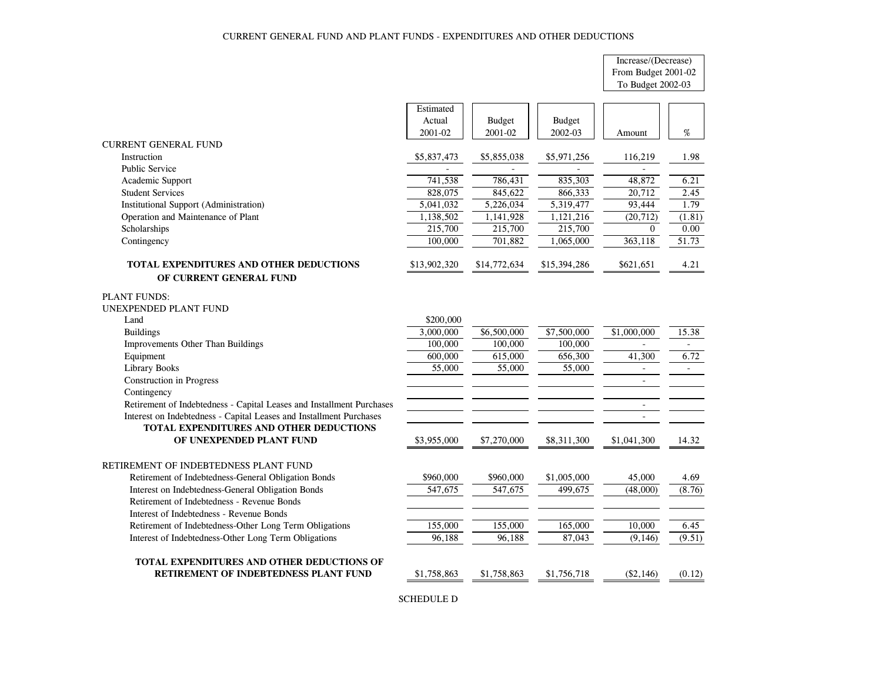# CURRENT GENERAL FUND AND PLANT FUNDS - EXPENDITURES AND OTHER DEDUCTIONS

| | Estimated Actual 2001-02 | Budget 2001-02 | Budget 2002-03 | Increase/(Decrease) From Budget 2001-02 To Budget 2002-03 Amount | % |
|---|---|---|---|---|---|
| **CURRENT GENERAL FUND** | | | | | |
| Instruction | $5,837,473 | $5,855,038 | $5,971,256 | 116,219 | 1.98 |
| Public Service | - | - | - | - | |
| Academic Support | 741,538 | 786,431 | 835,303 | 48,872 | 6.21 |
| Student Services | 828,075 | 845,622 | 866,333 | 20,712 | 2.45 |
| Institutional Support (Administration) | 5,041,032 | 5,226,034 | 5,319,477 | 93,444 | 1.79 |
| Operation and Maintenance of Plant | 1,138,502 | 1,141,928 | 1,121,216 | (20,712) | (1.81) |
| Scholarships | 215,700 | 215,700 | 215,700 | 0 | 0.00 |
| Contingency | 100,000 | 701,882 | 1,065,000 | 363,118 | 51.73 |
| **TOTAL EXPENDITURES AND OTHER DEDUCTIONS OF CURRENT GENERAL FUND** | $13,902,320 | $14,772,634 | $15,394,286 | $621,651 | 4.21 |
| **PLANT FUNDS:** | | | | | |
| **UNEXPENDED PLANT FUND** | | | | | |
| Land | $200,000 | | | | |
| Buildings | 3,000,000 | $6,500,000 | $7,500,000 | $1,000,000 | 15.38 |
| Improvements Other Than Buildings | 100,000 | 100,000 | 100,000 | - | - |
| Equipment | 600,000 | 615,000 | 656,300 | 41,300 | 6.72 |
| Library Books | 55,000 | 55,000 | 55,000 | - | - |
| Construction in Progress | | | | - | |
| Contingency | | | | | |
| Retirement of Indebtedness - Capital Leases and Installment Purchases | | | | - | |
| Interest on Indebtedness - Capital Leases and Installment Purchases | | | | - | |
| **TOTAL EXPENDITURES AND OTHER DEDUCTIONS OF UNEXPENDED PLANT FUND** | $3,955,000 | $7,270,000 | $8,311,300 | $1,041,300 | 14.32 |
| **RETIREMENT OF INDEBTEDNESS PLANT FUND** | | | | | |
| Retirement of Indebtedness-General Obligation Bonds | $960,000 | $960,000 | $1,005,000 | 45,000 | 4.69 |
| Interest on Indebtedness-General Obligation Bonds | 547,675 | 547,675 | 499,675 | (48,000) | (8.76) |
| Retirement of Indebtedness - Revenue Bonds | | | | | |
| Interest of Indebtedness - Revenue Bonds | | | | | |
| Retirement of Indebtedness-Other Long Term Obligations | 155,000 | 155,000 | 165,000 | 10,000 | 6.45 |
| Interest of Indebtedness-Other Long Term Obligations | 96,188 | 96,188 | 87,043 | (9,146) | (9.51) |
| **TOTAL EXPENDITURES AND OTHER DEDUCTIONS OF RETIREMENT OF INDEBTEDNESS PLANT FUND** | $1,758,863 | $1,758,863 | $1,756,718 | ($2,146) | (0.12) |

SCHEDULE D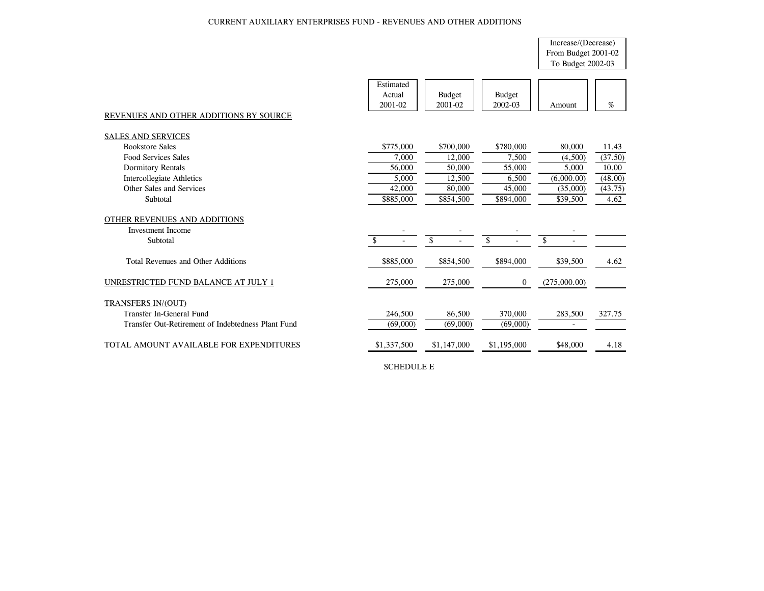# CURRENT AUXILIARY ENTERPRISES FUND - REVENUES AND OTHER ADDITIONS

| | Estimated Actual 2001-02 | Budget 2001-02 | Budget 2002-03 | Increase/(Decrease) From Budget 2001-02 To Budget 2002-03 | |
|---|---|---|---|---|---|
| | | | | Amount | % |
| REVENUES AND OTHER ADDITIONS BY SOURCE | | | | | |
| SALES AND SERVICES | | | | | |
| Bookstore Sales | $775,000 | $700,000 | $780,000 | 80,000 | 11.43 |
| Food Services Sales | 7,000 | 12,000 | 7,500 | (4,500) | (37.50) |
| Dormitory Rentals | 56,000 | 50,000 | 55,000 | 5,000 | 10.00 |
| Intercollegiate Athletics | 5,000 | 12,500 | 6,500 | (6,000.00) | (48.00) |
| Other Sales and Services | 42,000 | 80,000 | 45,000 | (35,000) | (43.75) |
| Subtotal | $885,000 | $854,500 | $894,000 | $39,500 | 4.62 |
| OTHER REVENUES AND ADDITIONS | | | | | |
| Investment Income | - | - | - | - | |
| Subtotal | $ - | $ - | $ - | $ - | |
| Total Revenues and Other Additions | $885,000 | $854,500 | $894,000 | $39,500 | 4.62 |
| UNRESTRICTED FUND BALANCE AT JULY 1 | 275,000 | 275,000 | 0 | (275,000.00) | |
| TRANSFERS IN/(OUT) | | | | | |
| Transfer In-General Fund | 246,500 | 86,500 | 370,000 | 283,500 | 327.75 |
| Transfer Out-Retirement of Indebtedness Plant Fund | (69,000) | (69,000) | (69,000) | - | |
| TOTAL AMOUNT AVAILABLE FOR EXPENDITURES | $1,337,500 | $1,147,000 | $1,195,000 | $48,000 | 4.18 |

SCHEDULE E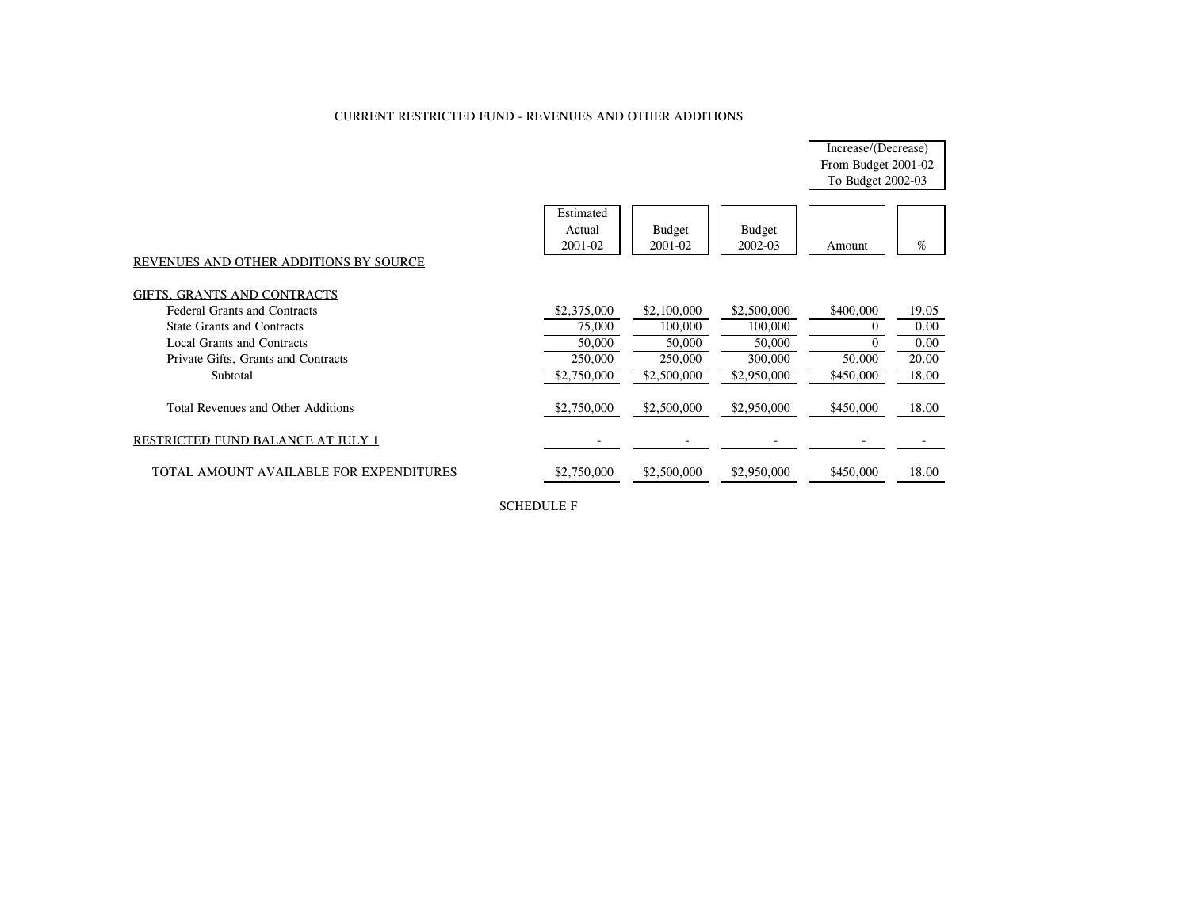## CURRENT RESTRICTED FUND - REVENUES AND OTHER ADDITIONS

| | Estimated Actual 2001-02 | Budget 2001-02 | Budget 2002-03 | Increase/(Decrease) From Budget 2001-02 To Budget 2002-03 | |
|---|---|---|---|---|---|
| | | | | Amount | % |
| REVENUES AND OTHER ADDITIONS BY SOURCE | | | | | |
| GIFTS, GRANTS AND CONTRACTS | | | | | |
| Federal Grants and Contracts | $2,375,000 | $2,100,000 | $2,500,000 | $400,000 | 19.05 |
| State Grants and Contracts | 75,000 | 100,000 | 100,000 | 0 | 0.00 |
| Local Grants and Contracts | 50,000 | 50,000 | 50,000 | 0 | 0.00 |
| Private Gifts, Grants and Contracts | 250,000 | 250,000 | 300,000 | 50,000 | 20.00 |
| Subtotal | $2,750,000 | $2,500,000 | $2,950,000 | $450,000 | 18.00 |
| Total Revenues and Other Additions | $2,750,000 | $2,500,000 | $2,950,000 | $450,000 | 18.00 |
| RESTRICTED FUND BALANCE AT JULY 1 | - | - | - | - | - |
| TOTAL AMOUNT AVAILABLE FOR EXPENDITURES | $2,750,000 | $2,500,000 | $2,950,000 | $450,000 | 18.00 |

SCHEDULE F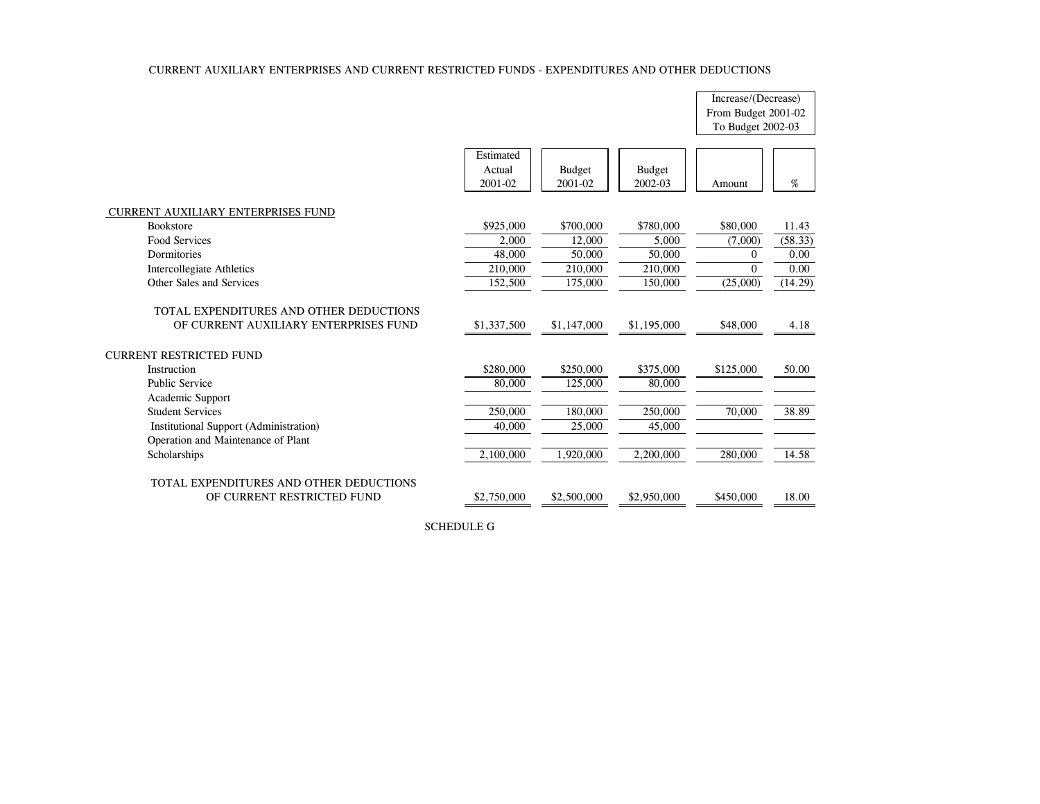CURRENT AUXILIARY ENTERPRISES AND CURRENT RESTRICTED FUNDS - EXPENDITURES AND OTHER DEDUCTIONS

| | Estimated Actual 2001-02 | Budget 2001-02 | Budget 2002-03 | Increase/(Decrease) From Budget 2001-02 To Budget 2002-03 | |
|---|---|---|---|---|---|
| | | | | Amount | % |
| CURRENT AUXILIARY ENTERPRISES FUND | | | | | |
| Bookstore | $925,000 | $700,000 | $780,000 | $80,000 | 11.43 |
| Food Services | 2,000 | 12,000 | 5,000 | (7,000) | (58.33) |
| Dormitories | 48,000 | 50,000 | 50,000 | 0 | 0.00 |
| Intercollegiate Athletics | 210,000 | 210,000 | 210,000 | 0 | 0.00 |
| Other Sales and Services | 152,500 | 175,000 | 150,000 | (25,000) | (14.29) |
| TOTAL EXPENDITURES AND OTHER DEDUCTIONS OF CURRENT AUXILIARY ENTERPRISES FUND | $1,337,500 | $1,147,000 | $1,195,000 | $48,000 | 4.18 |
| CURRENT RESTRICTED FUND | | | | | |
| Instruction | $280,000 | $250,000 | $375,000 | $125,000 | 50.00 |
| Public Service | 80,000 | 125,000 | 80,000 | | |
| Academic Support | | | | | |
| Student Services | 250,000 | 180,000 | 250,000 | 70,000 | 38.89 |
| Institutional Support (Administration) | 40,000 | 25,000 | 45,000 | | |
| Operation and Maintenance of Plant | | | | | |
| Scholarships | 2,100,000 | 1,920,000 | 2,200,000 | 280,000 | 14.58 |
| TOTAL EXPENDITURES AND OTHER DEDUCTIONS OF CURRENT RESTRICTED FUND | $2,750,000 | $2,500,000 | $2,950,000 | $450,000 | 18.00 |

SCHEDULE G